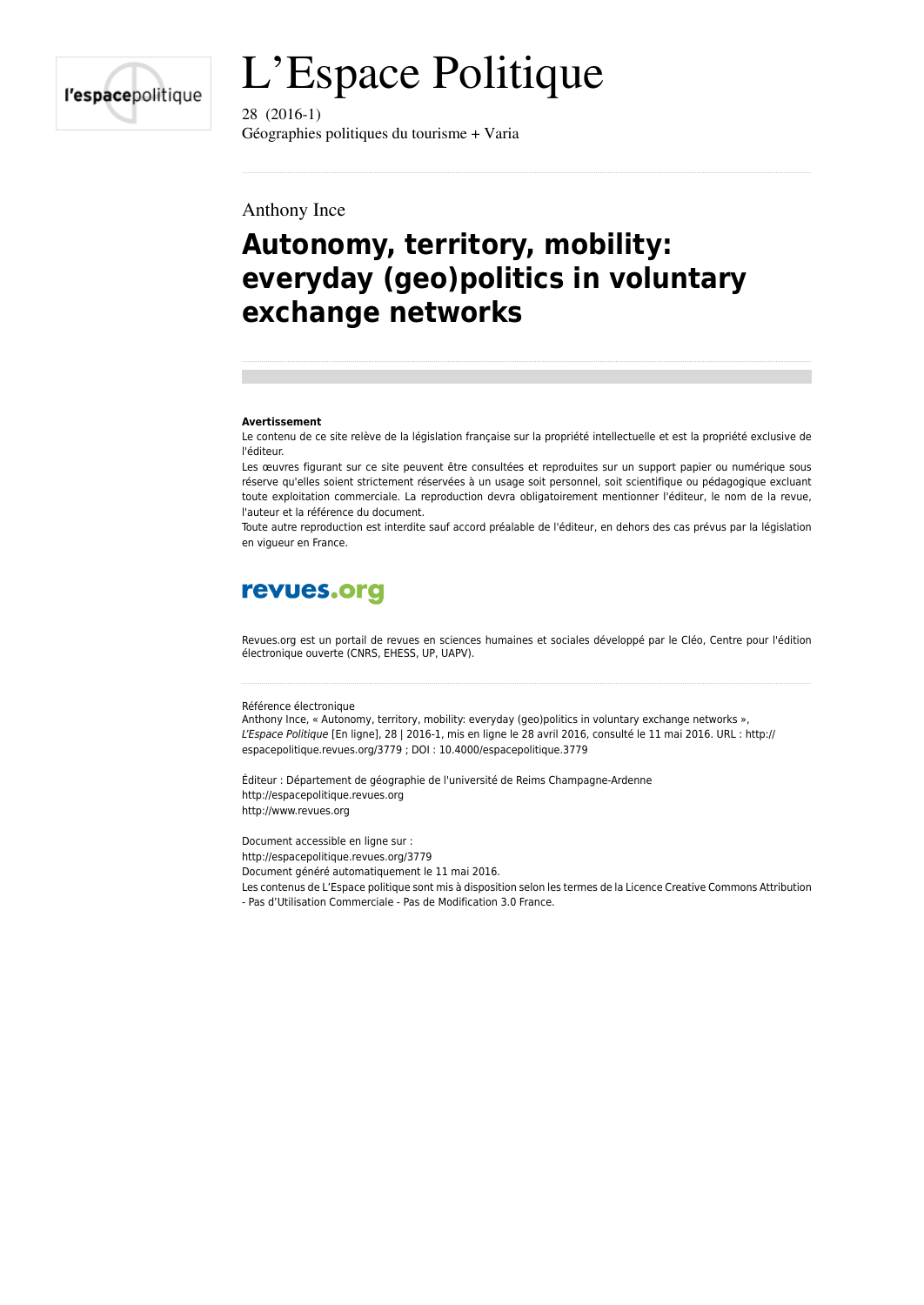# L'Espace Politique

28 (2016-1)
Géographies politiques du tourisme + Varia

Anthony Ince

## Autonomy, territory, mobility: everyday (geo)politics in voluntary exchange networks

**Avertissement**
Le contenu de ce site relève de la législation française sur la propriété intellectuelle et est la propriété exclusive de l'éditeur.
Les œuvres figurant sur ce site peuvent être consultées et reproduites sur un support papier ou numérique sous réserve qu'elles soient strictement réservées à un usage soit personnel, soit scientifique ou pédagogique excluant toute exploitation commerciale. La reproduction devra obligatoirement mentionner l'éditeur, le nom de la revue, l'auteur et la référence du document.
Toute autre reproduction est interdite sauf accord préalable de l'éditeur, en dehors des cas prévus par la législation en vigueur en France.

revues.org

Revues.org est un portail de revues en sciences humaines et sociales développé par le Cléo, Centre pour l'édition électronique ouverte (CNRS, EHESS, UP, UAPV).

Référence électronique
Anthony Ince, « Autonomy, territory, mobility: everyday (geo)politics in voluntary exchange networks », *L'Espace Politique* [En ligne], 28 | 2016-1, mis en ligne le 28 avril 2016, consulté le 11 mai 2016. URL : http://espacepolitique.revues.org/3779 ; DOI : 10.4000/espacepolitique.3779

Éditeur : Département de géographie de l'université de Reims Champagne-Ardenne
http://espacepolitique.revues.org
http://www.revues.org

Document accessible en ligne sur :
http://espacepolitique.revues.org/3779
Document généré automatiquement le 11 mai 2016.
Les contenus de L'Espace politique sont mis à disposition selon les termes de la Licence Creative Commons Attribution - Pas d'Utilisation Commerciale - Pas de Modification 3.0 France.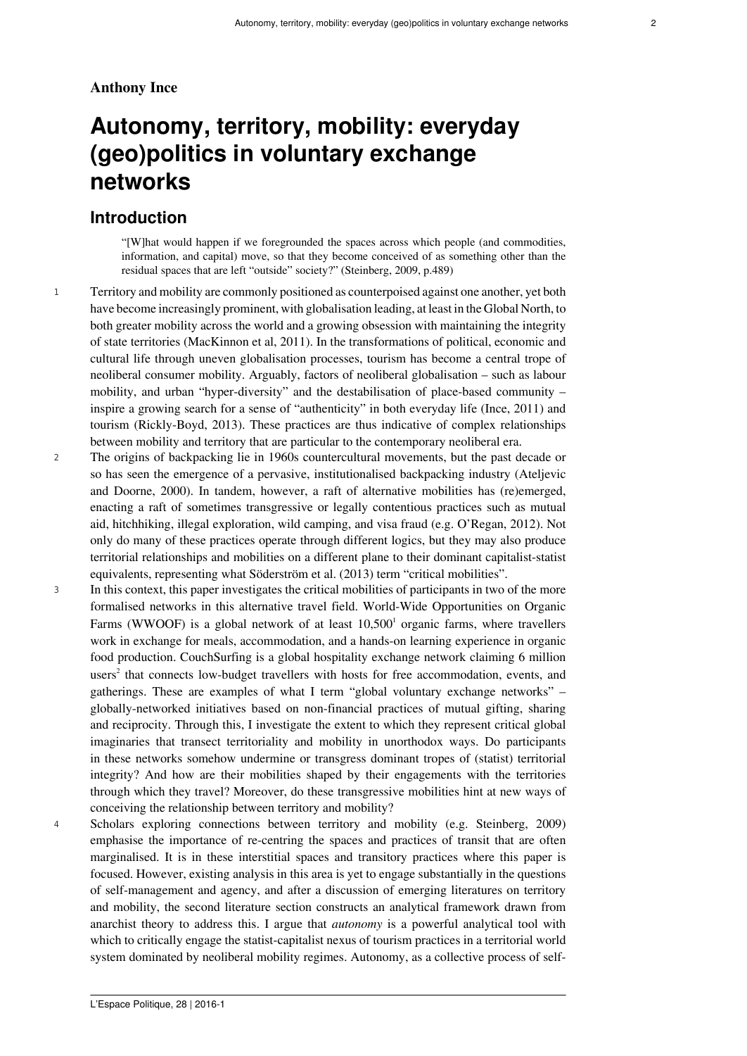**Anthony Ince**

# Autonomy, territory, mobility: everyday (geo)politics in voluntary exchange networks

## Introduction

> "[W]hat would happen if we foregrounded the spaces across which people (and commodities, information, and capital) move, so that they become conceived of as something other than the residual spaces that are left "outside" society?" (Steinberg, 2009, p.489)

1 Territory and mobility are commonly positioned as counterpoised against one another, yet both have become increasingly prominent, with globalisation leading, at least in the Global North, to both greater mobility across the world and a growing obsession with maintaining the integrity of state territories (MacKinnon et al, 2011). In the transformations of political, economic and cultural life through uneven globalisation processes, tourism has become a central trope of neoliberal consumer mobility. Arguably, factors of neoliberal globalisation – such as labour mobility, and urban "hyper-diversity" and the destabilisation of place-based community – inspire a growing search for a sense of "authenticity" in both everyday life (Ince, 2011) and tourism (Rickly-Boyd, 2013). These practices are thus indicative of complex relationships between mobility and territory that are particular to the contemporary neoliberal era.

2 The origins of backpacking lie in 1960s countercultural movements, but the past decade or so has seen the emergence of a pervasive, institutionalised backpacking industry (Ateljevic and Doorne, 2000). In tandem, however, a raft of alternative mobilities has (re)emerged, enacting a raft of sometimes transgressive or legally contentious practices such as mutual aid, hitchhiking, illegal exploration, wild camping, and visa fraud (e.g. O'Regan, 2012). Not only do many of these practices operate through different logics, but they may also produce territorial relationships and mobilities on a different plane to their dominant capitalist-statist equivalents, representing what Söderström et al. (2013) term "critical mobilities".

3 In this context, this paper investigates the critical mobilities of participants in two of the more formalised networks in this alternative travel field. World-Wide Opportunities on Organic Farms (WWOOF) is a global network of at least 10,500[1] organic farms, where travellers work in exchange for meals, accommodation, and a hands-on learning experience in organic food production. CouchSurfing is a global hospitality exchange network claiming 6 million users[2] that connects low-budget travellers with hosts for free accommodation, events, and gatherings. These are examples of what I term "global voluntary exchange networks" – globally-networked initiatives based on non-financial practices of mutual gifting, sharing and reciprocity. Through this, I investigate the extent to which they represent critical global imaginaries that transect territoriality and mobility in unorthodox ways. Do participants in these networks somehow undermine or transgress dominant tropes of (statist) territorial integrity? And how are their mobilities shaped by their engagements with the territories through which they travel? Moreover, do these transgressive mobilities hint at new ways of conceiving the relationship between territory and mobility?

4 Scholars exploring connections between territory and mobility (e.g. Steinberg, 2009) emphasise the importance of re-centring the spaces and practices of transit that are often marginalised. It is in these interstitial spaces and transitory practices where this paper is focused. However, existing analysis in this area is yet to engage substantially in the questions of self-management and agency, and after a discussion of emerging literatures on territory and mobility, the second literature section constructs an analytical framework drawn from anarchist theory to address this. I argue that *autonomy* is a powerful analytical tool with which to critically engage the statist-capitalist nexus of tourism practices in a territorial world system dominated by neoliberal mobility regimes. Autonomy, as a collective process of self-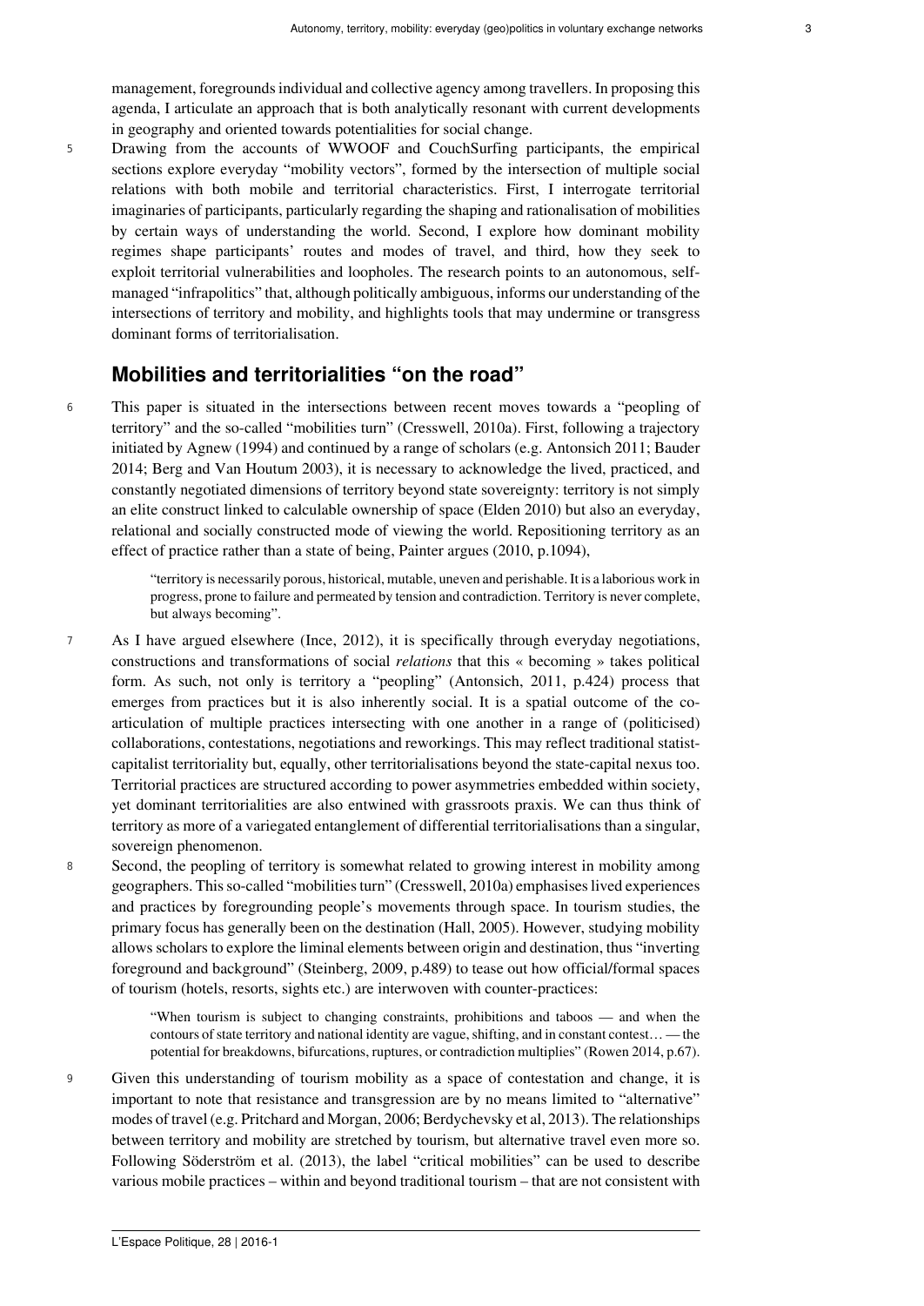management, foregrounds individual and collective agency among travellers. In proposing this agenda, I articulate an approach that is both analytically resonant with current developments in geography and oriented towards potentialities for social change.

5 Drawing from the accounts of WWOOF and CouchSurfing participants, the empirical sections explore everyday "mobility vectors", formed by the intersection of multiple social relations with both mobile and territorial characteristics. First, I interrogate territorial imaginaries of participants, particularly regarding the shaping and rationalisation of mobilities by certain ways of understanding the world. Second, I explore how dominant mobility regimes shape participants' routes and modes of travel, and third, how they seek to exploit territorial vulnerabilities and loopholes. The research points to an autonomous, self-managed "infrapolitics" that, although politically ambiguous, informs our understanding of the intersections of territory and mobility, and highlights tools that may undermine or transgress dominant forms of territorialisation.

## Mobilities and territorialities "on the road"

6 This paper is situated in the intersections between recent moves towards a "peopling of territory" and the so-called "mobilities turn" (Cresswell, 2010a). First, following a trajectory initiated by Agnew (1994) and continued by a range of scholars (e.g. Antonsich 2011; Bauder 2014; Berg and Van Houtum 2003), it is necessary to acknowledge the lived, practiced, and constantly negotiated dimensions of territory beyond state sovereignty: territory is not simply an elite construct linked to calculable ownership of space (Elden 2010) but also an everyday, relational and socially constructed mode of viewing the world. Repositioning territory as an effect of practice rather than a state of being, Painter argues (2010, p.1094),

> "territory is necessarily porous, historical, mutable, uneven and perishable. It is a laborious work in progress, prone to failure and permeated by tension and contradiction. Territory is never complete, but always becoming".

7 As I have argued elsewhere (Ince, 2012), it is specifically through everyday negotiations, constructions and transformations of social *relations* that this « becoming » takes political form. As such, not only is territory a "peopling" (Antonsich, 2011, p.424) process that emerges from practices but it is also inherently social. It is a spatial outcome of the co-articulation of multiple practices intersecting with one another in a range of (politicised) collaborations, contestations, negotiations and reworkings. This may reflect traditional statist-capitalist territoriality but, equally, other territorialisations beyond the state-capital nexus too. Territorial practices are structured according to power asymmetries embedded within society, yet dominant territorialities are also entwined with grassroots praxis. We can thus think of territory as more of a variegated entanglement of differential territorialisations than a singular, sovereign phenomenon.

8 Second, the peopling of territory is somewhat related to growing interest in mobility among geographers. This so-called "mobilities turn" (Cresswell, 2010a) emphasises lived experiences and practices by foregrounding people's movements through space. In tourism studies, the primary focus has generally been on the destination (Hall, 2005). However, studying mobility allows scholars to explore the liminal elements between origin and destination, thus "inverting foreground and background" (Steinberg, 2009, p.489) to tease out how official/formal spaces of tourism (hotels, resorts, sights etc.) are interwoven with counter-practices:

> "When tourism is subject to changing constraints, prohibitions and taboos — and when the contours of state territory and national identity are vague, shifting, and in constant contest… — the potential for breakdowns, bifurcations, ruptures, or contradiction multiplies" (Rowen 2014, p.67).

9 Given this understanding of tourism mobility as a space of contestation and change, it is important to note that resistance and transgression are by no means limited to "alternative" modes of travel (e.g. Pritchard and Morgan, 2006; Berdychevsky et al, 2013). The relationships between territory and mobility are stretched by tourism, but alternative travel even more so. Following Söderström et al. (2013), the label "critical mobilities" can be used to describe various mobile practices – within and beyond traditional tourism – that are not consistent with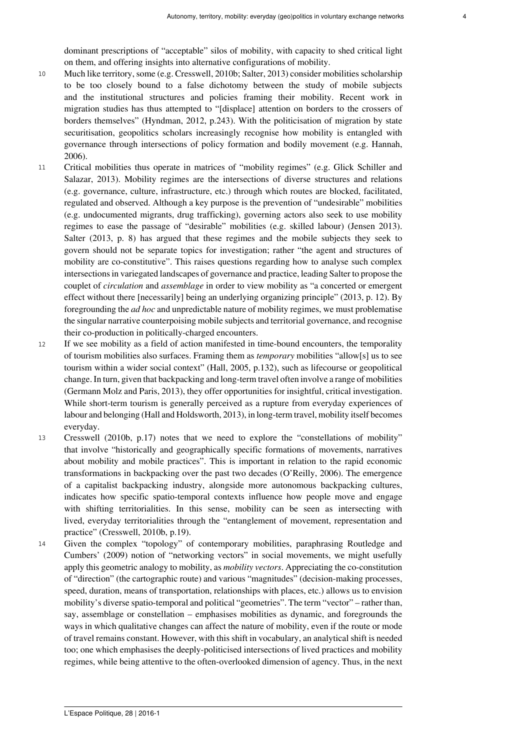dominant prescriptions of "acceptable" silos of mobility, with capacity to shed critical light on them, and offering insights into alternative configurations of mobility.

10 Much like territory, some (e.g. Cresswell, 2010b; Salter, 2013) consider mobilities scholarship to be too closely bound to a false dichotomy between the study of mobile subjects and the institutional structures and policies framing their mobility. Recent work in migration studies has thus attempted to "[displace] attention on borders to the crossers of borders themselves" (Hyndman, 2012, p.243). With the politicisation of migration by state securitisation, geopolitics scholars increasingly recognise how mobility is entangled with governance through intersections of policy formation and bodily movement (e.g. Hannah, 2006).

11 Critical mobilities thus operate in matrices of "mobility regimes" (e.g. Glick Schiller and Salazar, 2013). Mobility regimes are the intersections of diverse structures and relations (e.g. governance, culture, infrastructure, etc.) through which routes are blocked, facilitated, regulated and observed. Although a key purpose is the prevention of "undesirable" mobilities (e.g. undocumented migrants, drug trafficking), governing actors also seek to use mobility regimes to ease the passage of "desirable" mobilities (e.g. skilled labour) (Jensen 2013). Salter (2013, p. 8) has argued that these regimes and the mobile subjects they seek to govern should not be separate topics for investigation; rather "the agent and structures of mobility are co-constitutive". This raises questions regarding how to analyse such complex intersections in variegated landscapes of governance and practice, leading Salter to propose the couplet of *circulation* and *assemblage* in order to view mobility as "a concerted or emergent effect without there [necessarily] being an underlying organizing principle" (2013, p. 12). By foregrounding the *ad hoc* and unpredictable nature of mobility regimes, we must problematise the singular narrative counterpoising mobile subjects and territorial governance, and recognise their co-production in politically-charged encounters.

12 If we see mobility as a field of action manifested in time-bound encounters, the temporality of tourism mobilities also surfaces. Framing them as *temporary* mobilities "allow[s] us to see tourism within a wider social context" (Hall, 2005, p.132), such as lifecourse or geopolitical change. In turn, given that backpacking and long-term travel often involve a range of mobilities (Germann Molz and Paris, 2013), they offer opportunities for insightful, critical investigation. While short-term tourism is generally perceived as a rupture from everyday experiences of labour and belonging (Hall and Holdsworth, 2013), in long-term travel, mobility itself becomes everyday.

13 Cresswell (2010b, p.17) notes that we need to explore the "constellations of mobility" that involve "historically and geographically specific formations of movements, narratives about mobility and mobile practices". This is important in relation to the rapid economic transformations in backpacking over the past two decades (O'Reilly, 2006). The emergence of a capitalist backpacking industry, alongside more autonomous backpacking cultures, indicates how specific spatio-temporal contexts influence how people move and engage with shifting territorialities. In this sense, mobility can be seen as intersecting with lived, everyday territorialities through the "entanglement of movement, representation and practice" (Cresswell, 2010b, p.19).

14 Given the complex "topology" of contemporary mobilities, paraphrasing Routledge and Cumbers' (2009) notion of "networking vectors" in social movements, we might usefully apply this geometric analogy to mobility, as *mobility vectors*. Appreciating the co-constitution of "direction" (the cartographic route) and various "magnitudes" (decision-making processes, speed, duration, means of transportation, relationships with places, etc.) allows us to envision mobility's diverse spatio-temporal and political "geometries". The term "vector" – rather than, say, assemblage or constellation – emphasises mobilities as dynamic, and foregrounds the ways in which qualitative changes can affect the nature of mobility, even if the route or mode of travel remains constant. However, with this shift in vocabulary, an analytical shift is needed too; one which emphasises the deeply-politicised intersections of lived practices and mobility regimes, while being attentive to the often-overlooked dimension of agency. Thus, in the next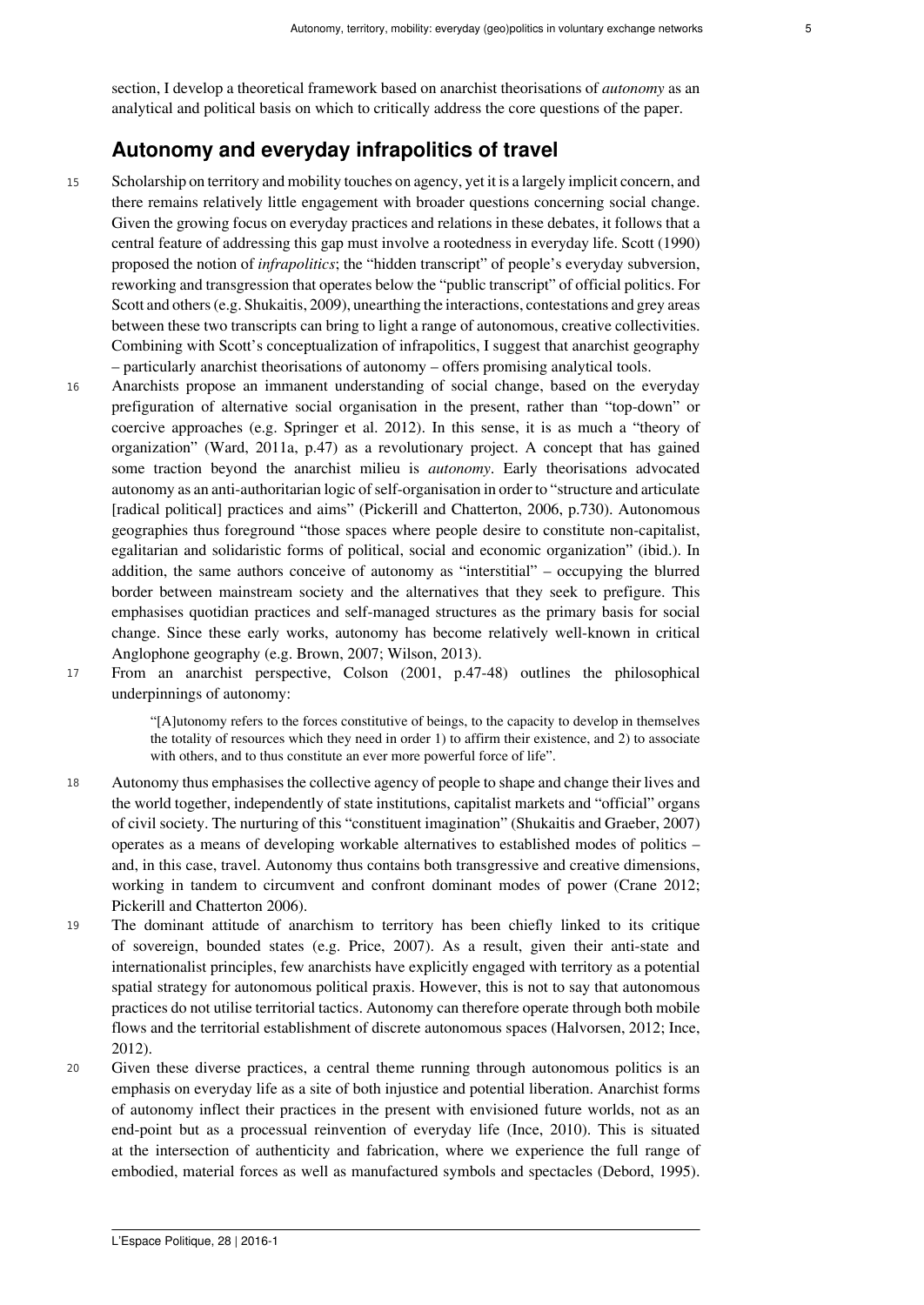section, I develop a theoretical framework based on anarchist theorisations of *autonomy* as an analytical and political basis on which to critically address the core questions of the paper.

## Autonomy and everyday infrapolitics of travel

15 Scholarship on territory and mobility touches on agency, yet it is a largely implicit concern, and there remains relatively little engagement with broader questions concerning social change. Given the growing focus on everyday practices and relations in these debates, it follows that a central feature of addressing this gap must involve a rootedness in everyday life. Scott (1990) proposed the notion of *infrapolitics*; the "hidden transcript" of people's everyday subversion, reworking and transgression that operates below the "public transcript" of official politics. For Scott and others (e.g. Shukaitis, 2009), unearthing the interactions, contestations and grey areas between these two transcripts can bring to light a range of autonomous, creative collectivities. Combining with Scott's conceptualization of infrapolitics, I suggest that anarchist geography – particularly anarchist theorisations of autonomy – offers promising analytical tools.

16 Anarchists propose an immanent understanding of social change, based on the everyday prefiguration of alternative social organisation in the present, rather than "top-down" or coercive approaches (e.g. Springer et al. 2012). In this sense, it is as much a "theory of organization" (Ward, 2011a, p.47) as a revolutionary project. A concept that has gained some traction beyond the anarchist milieu is *autonomy*. Early theorisations advocated autonomy as an anti-authoritarian logic of self-organisation in order to "structure and articulate [radical political] practices and aims" (Pickerill and Chatterton, 2006, p.730). Autonomous geographies thus foreground "those spaces where people desire to constitute non-capitalist, egalitarian and solidaristic forms of political, social and economic organization" (ibid.). In addition, the same authors conceive of autonomy as "interstitial" – occupying the blurred border between mainstream society and the alternatives that they seek to prefigure. This emphasises quotidian practices and self-managed structures as the primary basis for social change. Since these early works, autonomy has become relatively well-known in critical Anglophone geography (e.g. Brown, 2007; Wilson, 2013).

17 From an anarchist perspective, Colson (2001, p.47-48) outlines the philosophical underpinnings of autonomy:

> "[A]utonomy refers to the forces constitutive of beings, to the capacity to develop in themselves the totality of resources which they need in order 1) to affirm their existence, and 2) to associate with others, and to thus constitute an ever more powerful force of life".

18 Autonomy thus emphasises the collective agency of people to shape and change their lives and the world together, independently of state institutions, capitalist markets and "official" organs of civil society. The nurturing of this "constituent imagination" (Shukaitis and Graeber, 2007) operates as a means of developing workable alternatives to established modes of politics – and, in this case, travel. Autonomy thus contains both transgressive and creative dimensions, working in tandem to circumvent and confront dominant modes of power (Crane 2012; Pickerill and Chatterton 2006).

19 The dominant attitude of anarchism to territory has been chiefly linked to its critique of sovereign, bounded states (e.g. Price, 2007). As a result, given their anti-state and internationalist principles, few anarchists have explicitly engaged with territory as a potential spatial strategy for autonomous political praxis. However, this is not to say that autonomous practices do not utilise territorial tactics. Autonomy can therefore operate through both mobile flows and the territorial establishment of discrete autonomous spaces (Halvorsen, 2012; Ince, 2012).

20 Given these diverse practices, a central theme running through autonomous politics is an emphasis on everyday life as a site of both injustice and potential liberation. Anarchist forms of autonomy inflect their practices in the present with envisioned future worlds, not as an end-point but as a processual reinvention of everyday life (Ince, 2010). This is situated at the intersection of authenticity and fabrication, where we experience the full range of embodied, material forces as well as manufactured symbols and spectacles (Debord, 1995).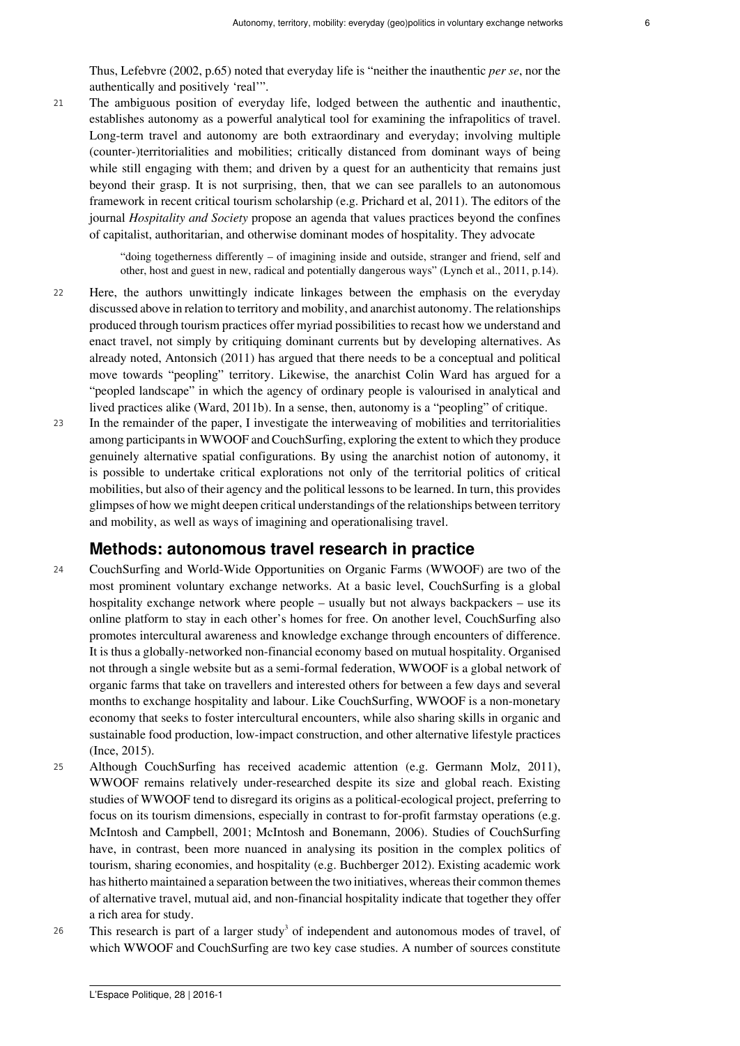Thus, Lefebvre (2002, p.65) noted that everyday life is "neither the inauthentic *per se*, nor the authentically and positively 'real'".

21 The ambiguous position of everyday life, lodged between the authentic and inauthentic, establishes autonomy as a powerful analytical tool for examining the infrapolitics of travel. Long-term travel and autonomy are both extraordinary and everyday; involving multiple (counter-)territorialities and mobilities; critically distanced from dominant ways of being while still engaging with them; and driven by a quest for an authenticity that remains just beyond their grasp. It is not surprising, then, that we can see parallels to an autonomous framework in recent critical tourism scholarship (e.g. Prichard et al, 2011). The editors of the journal *Hospitality and Society* propose an agenda that values practices beyond the confines of capitalist, authoritarian, and otherwise dominant modes of hospitality. They advocate

> "doing togetherness differently – of imagining inside and outside, stranger and friend, self and other, host and guest in new, radical and potentially dangerous ways" (Lynch et al., 2011, p.14).

22 Here, the authors unwittingly indicate linkages between the emphasis on the everyday discussed above in relation to territory and mobility, and anarchist autonomy. The relationships produced through tourism practices offer myriad possibilities to recast how we understand and enact travel, not simply by critiquing dominant currents but by developing alternatives. As already noted, Antonsich (2011) has argued that there needs to be a conceptual and political move towards "peopling" territory. Likewise, the anarchist Colin Ward has argued for a "peopled landscape" in which the agency of ordinary people is valourised in analytical and lived practices alike (Ward, 2011b). In a sense, then, autonomy is a "peopling" of critique.

23 In the remainder of the paper, I investigate the interweaving of mobilities and territorialities among participants in WWOOF and CouchSurfing, exploring the extent to which they produce genuinely alternative spatial configurations. By using the anarchist notion of autonomy, it is possible to undertake critical explorations not only of the territorial politics of critical mobilities, but also of their agency and the political lessons to be learned. In turn, this provides glimpses of how we might deepen critical understandings of the relationships between territory and mobility, as well as ways of imagining and operationalising travel.

## Methods: autonomous travel research in practice

24 CouchSurfing and World-Wide Opportunities on Organic Farms (WWOOF) are two of the most prominent voluntary exchange networks. At a basic level, CouchSurfing is a global hospitality exchange network where people – usually but not always backpackers – use its online platform to stay in each other's homes for free. On another level, CouchSurfing also promotes intercultural awareness and knowledge exchange through encounters of difference. It is thus a globally-networked non-financial economy based on mutual hospitality. Organised not through a single website but as a semi-formal federation, WWOOF is a global network of organic farms that take on travellers and interested others for between a few days and several months to exchange hospitality and labour. Like CouchSurfing, WWOOF is a non-monetary economy that seeks to foster intercultural encounters, while also sharing skills in organic and sustainable food production, low-impact construction, and other alternative lifestyle practices (Ince, 2015).

25 Although CouchSurfing has received academic attention (e.g. Germann Molz, 2011), WWOOF remains relatively under-researched despite its size and global reach. Existing studies of WWOOF tend to disregard its origins as a political-ecological project, preferring to focus on its tourism dimensions, especially in contrast to for-profit farmstay operations (e.g. McIntosh and Campbell, 2001; McIntosh and Bonemann, 2006). Studies of CouchSurfing have, in contrast, been more nuanced in analysing its position in the complex politics of tourism, sharing economies, and hospitality (e.g. Buchberger 2012). Existing academic work has hitherto maintained a separation between the two initiatives, whereas their common themes of alternative travel, mutual aid, and non-financial hospitality indicate that together they offer a rich area for study.

26 This research is part of a larger study[3] of independent and autonomous modes of travel, of which WWOOF and CouchSurfing are two key case studies. A number of sources constitute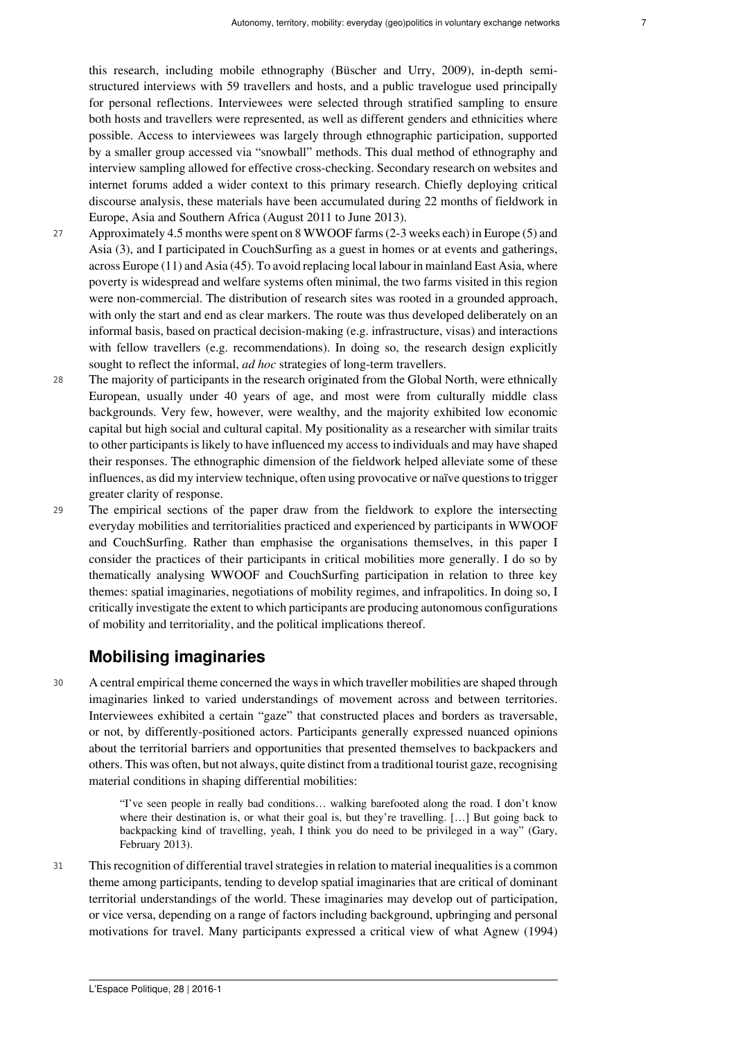this research, including mobile ethnography (Büscher and Urry, 2009), in-depth semi-structured interviews with 59 travellers and hosts, and a public travelogue used principally for personal reflections. Interviewees were selected through stratified sampling to ensure both hosts and travellers were represented, as well as different genders and ethnicities where possible. Access to interviewees was largely through ethnographic participation, supported by a smaller group accessed via "snowball" methods. This dual method of ethnography and interview sampling allowed for effective cross-checking. Secondary research on websites and internet forums added a wider context to this primary research. Chiefly deploying critical discourse analysis, these materials have been accumulated during 22 months of fieldwork in Europe, Asia and Southern Africa (August 2011 to June 2013).

27 Approximately 4.5 months were spent on 8 WWOOF farms (2-3 weeks each) in Europe (5) and Asia (3), and I participated in CouchSurfing as a guest in homes or at events and gatherings, across Europe (11) and Asia (45). To avoid replacing local labour in mainland East Asia, where poverty is widespread and welfare systems often minimal, the two farms visited in this region were non-commercial. The distribution of research sites was rooted in a grounded approach, with only the start and end as clear markers. The route was thus developed deliberately on an informal basis, based on practical decision-making (e.g. infrastructure, visas) and interactions with fellow travellers (e.g. recommendations). In doing so, the research design explicitly sought to reflect the informal, *ad hoc* strategies of long-term travellers.

28 The majority of participants in the research originated from the Global North, were ethnically European, usually under 40 years of age, and most were from culturally middle class backgrounds. Very few, however, were wealthy, and the majority exhibited low economic capital but high social and cultural capital. My positionality as a researcher with similar traits to other participants is likely to have influenced my access to individuals and may have shaped their responses. The ethnographic dimension of the fieldwork helped alleviate some of these influences, as did my interview technique, often using provocative or naïve questions to trigger greater clarity of response.

29 The empirical sections of the paper draw from the fieldwork to explore the intersecting everyday mobilities and territorialities practiced and experienced by participants in WWOOF and CouchSurfing. Rather than emphasise the organisations themselves, in this paper I consider the practices of their participants in critical mobilities more generally. I do so by thematically analysing WWOOF and CouchSurfing participation in relation to three key themes: spatial imaginaries, negotiations of mobility regimes, and infrapolitics. In doing so, I critically investigate the extent to which participants are producing autonomous configurations of mobility and territoriality, and the political implications thereof.

## Mobilising imaginaries

30 A central empirical theme concerned the ways in which traveller mobilities are shaped through imaginaries linked to varied understandings of movement across and between territories. Interviewees exhibited a certain "gaze" that constructed places and borders as traversable, or not, by differently-positioned actors. Participants generally expressed nuanced opinions about the territorial barriers and opportunities that presented themselves to backpackers and others. This was often, but not always, quite distinct from a traditional tourist gaze, recognising material conditions in shaping differential mobilities:

> "I've seen people in really bad conditions… walking barefooted along the road. I don't know where their destination is, or what their goal is, but they're travelling. […] But going back to backpacking kind of travelling, yeah, I think you do need to be privileged in a way" (Gary, February 2013).

31 This recognition of differential travel strategies in relation to material inequalities is a common theme among participants, tending to develop spatial imaginaries that are critical of dominant territorial understandings of the world. These imaginaries may develop out of participation, or vice versa, depending on a range of factors including background, upbringing and personal motivations for travel. Many participants expressed a critical view of what Agnew (1994)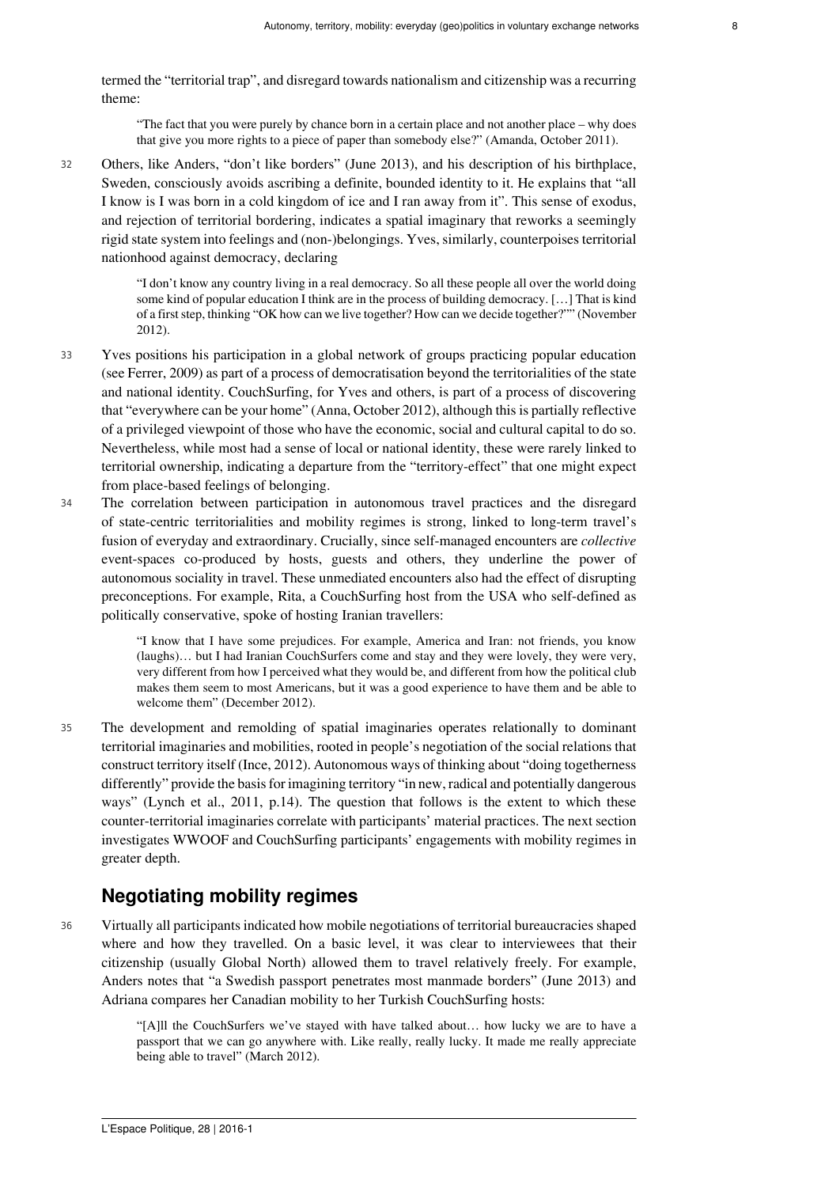termed the "territorial trap", and disregard towards nationalism and citizenship was a recurring theme:

> "The fact that you were purely by chance born in a certain place and not another place – why does that give you more rights to a piece of paper than somebody else?" (Amanda, October 2011).

32 Others, like Anders, "don't like borders" (June 2013), and his description of his birthplace, Sweden, consciously avoids ascribing a definite, bounded identity to it. He explains that "all I know is I was born in a cold kingdom of ice and I ran away from it". This sense of exodus, and rejection of territorial bordering, indicates a spatial imaginary that reworks a seemingly rigid state system into feelings and (non-)belongings. Yves, similarly, counterpoises territorial nationhood against democracy, declaring

> "I don't know any country living in a real democracy. So all these people all over the world doing some kind of popular education I think are in the process of building democracy. […] That is kind of a first step, thinking "OK how can we live together? How can we decide together?"" (November 2012).

33 Yves positions his participation in a global network of groups practicing popular education (see Ferrer, 2009) as part of a process of democratisation beyond the territorialities of the state and national identity. CouchSurfing, for Yves and others, is part of a process of discovering that "everywhere can be your home" (Anna, October 2012), although this is partially reflective of a privileged viewpoint of those who have the economic, social and cultural capital to do so. Nevertheless, while most had a sense of local or national identity, these were rarely linked to territorial ownership, indicating a departure from the "territory-effect" that one might expect from place-based feelings of belonging.

34 The correlation between participation in autonomous travel practices and the disregard of state-centric territorialities and mobility regimes is strong, linked to long-term travel's fusion of everyday and extraordinary. Crucially, since self-managed encounters are *collective* event-spaces co-produced by hosts, guests and others, they underline the power of autonomous sociality in travel. These unmediated encounters also had the effect of disrupting preconceptions. For example, Rita, a CouchSurfing host from the USA who self-defined as politically conservative, spoke of hosting Iranian travellers:

> "I know that I have some prejudices. For example, America and Iran: not friends, you know (laughs)… but I had Iranian CouchSurfers come and stay and they were lovely, they were very, very different from how I perceived what they would be, and different from how the political club makes them seem to most Americans, but it was a good experience to have them and be able to welcome them" (December 2012).

35 The development and remolding of spatial imaginaries operates relationally to dominant territorial imaginaries and mobilities, rooted in people's negotiation of the social relations that construct territory itself (Ince, 2012). Autonomous ways of thinking about "doing togetherness differently" provide the basis for imagining territory "in new, radical and potentially dangerous ways" (Lynch et al., 2011, p.14). The question that follows is the extent to which these counter-territorial imaginaries correlate with participants' material practices. The next section investigates WWOOF and CouchSurfing participants' engagements with mobility regimes in greater depth.

## Negotiating mobility regimes

36 Virtually all participants indicated how mobile negotiations of territorial bureaucracies shaped where and how they travelled. On a basic level, it was clear to interviewees that their citizenship (usually Global North) allowed them to travel relatively freely. For example, Anders notes that "a Swedish passport penetrates most manmade borders" (June 2013) and Adriana compares her Canadian mobility to her Turkish CouchSurfing hosts:

> "[A]ll the CouchSurfers we've stayed with have talked about… how lucky we are to have a passport that we can go anywhere with. Like really, really lucky. It made me really appreciate being able to travel" (March 2012).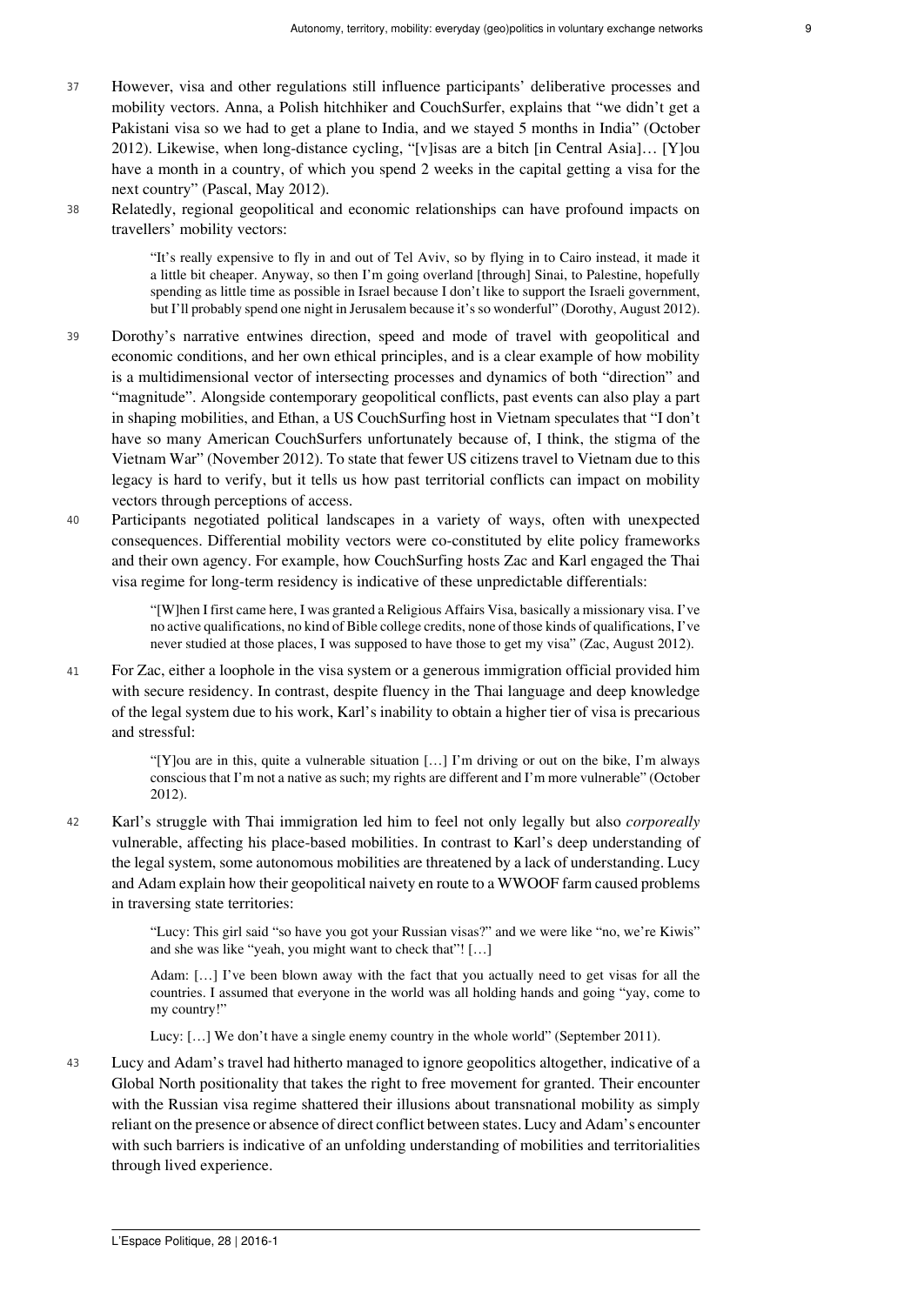37 However, visa and other regulations still influence participants' deliberative processes and mobility vectors. Anna, a Polish hitchhiker and CouchSurfer, explains that "we didn't get a Pakistani visa so we had to get a plane to India, and we stayed 5 months in India" (October 2012). Likewise, when long-distance cycling, "[v]isas are a bitch [in Central Asia]… [Y]ou have a month in a country, of which you spend 2 weeks in the capital getting a visa for the next country" (Pascal, May 2012).

38 Relatedly, regional geopolitical and economic relationships can have profound impacts on travellers' mobility vectors:

> "It's really expensive to fly in and out of Tel Aviv, so by flying in to Cairo instead, it made it a little bit cheaper. Anyway, so then I'm going overland [through] Sinai, to Palestine, hopefully spending as little time as possible in Israel because I don't like to support the Israeli government, but I'll probably spend one night in Jerusalem because it's so wonderful" (Dorothy, August 2012).

39 Dorothy's narrative entwines direction, speed and mode of travel with geopolitical and economic conditions, and her own ethical principles, and is a clear example of how mobility is a multidimensional vector of intersecting processes and dynamics of both "direction" and "magnitude". Alongside contemporary geopolitical conflicts, past events can also play a part in shaping mobilities, and Ethan, a US CouchSurfing host in Vietnam speculates that "I don't have so many American CouchSurfers unfortunately because of, I think, the stigma of the Vietnam War" (November 2012). To state that fewer US citizens travel to Vietnam due to this legacy is hard to verify, but it tells us how past territorial conflicts can impact on mobility vectors through perceptions of access.

40 Participants negotiated political landscapes in a variety of ways, often with unexpected consequences. Differential mobility vectors were co-constituted by elite policy frameworks and their own agency. For example, how CouchSurfing hosts Zac and Karl engaged the Thai visa regime for long-term residency is indicative of these unpredictable differentials:

> "[W]hen I first came here, I was granted a Religious Affairs Visa, basically a missionary visa. I've no active qualifications, no kind of Bible college credits, none of those kinds of qualifications, I've never studied at those places, I was supposed to have those to get my visa" (Zac, August 2012).

41 For Zac, either a loophole in the visa system or a generous immigration official provided him with secure residency. In contrast, despite fluency in the Thai language and deep knowledge of the legal system due to his work, Karl's inability to obtain a higher tier of visa is precarious and stressful:

> "[Y]ou are in this, quite a vulnerable situation […] I'm driving or out on the bike, I'm always conscious that I'm not a native as such; my rights are different and I'm more vulnerable" (October 2012).

42 Karl's struggle with Thai immigration led him to feel not only legally but also *corporeally* vulnerable, affecting his place-based mobilities. In contrast to Karl's deep understanding of the legal system, some autonomous mobilities are threatened by a lack of understanding. Lucy and Adam explain how their geopolitical naivety en route to a WWOOF farm caused problems in traversing state territories:

> "Lucy: This girl said "so have you got your Russian visas?" and we were like "no, we're Kiwis" and she was like "yeah, you might want to check that"! […]
>
> Adam: […] I've been blown away with the fact that you actually need to get visas for all the countries. I assumed that everyone in the world was all holding hands and going "yay, come to my country!"
>
> Lucy: […] We don't have a single enemy country in the whole world" (September 2011).

43 Lucy and Adam's travel had hitherto managed to ignore geopolitics altogether, indicative of a Global North positionality that takes the right to free movement for granted. Their encounter with the Russian visa regime shattered their illusions about transnational mobility as simply reliant on the presence or absence of direct conflict between states. Lucy and Adam's encounter with such barriers is indicative of an unfolding understanding of mobilities and territorialities through lived experience.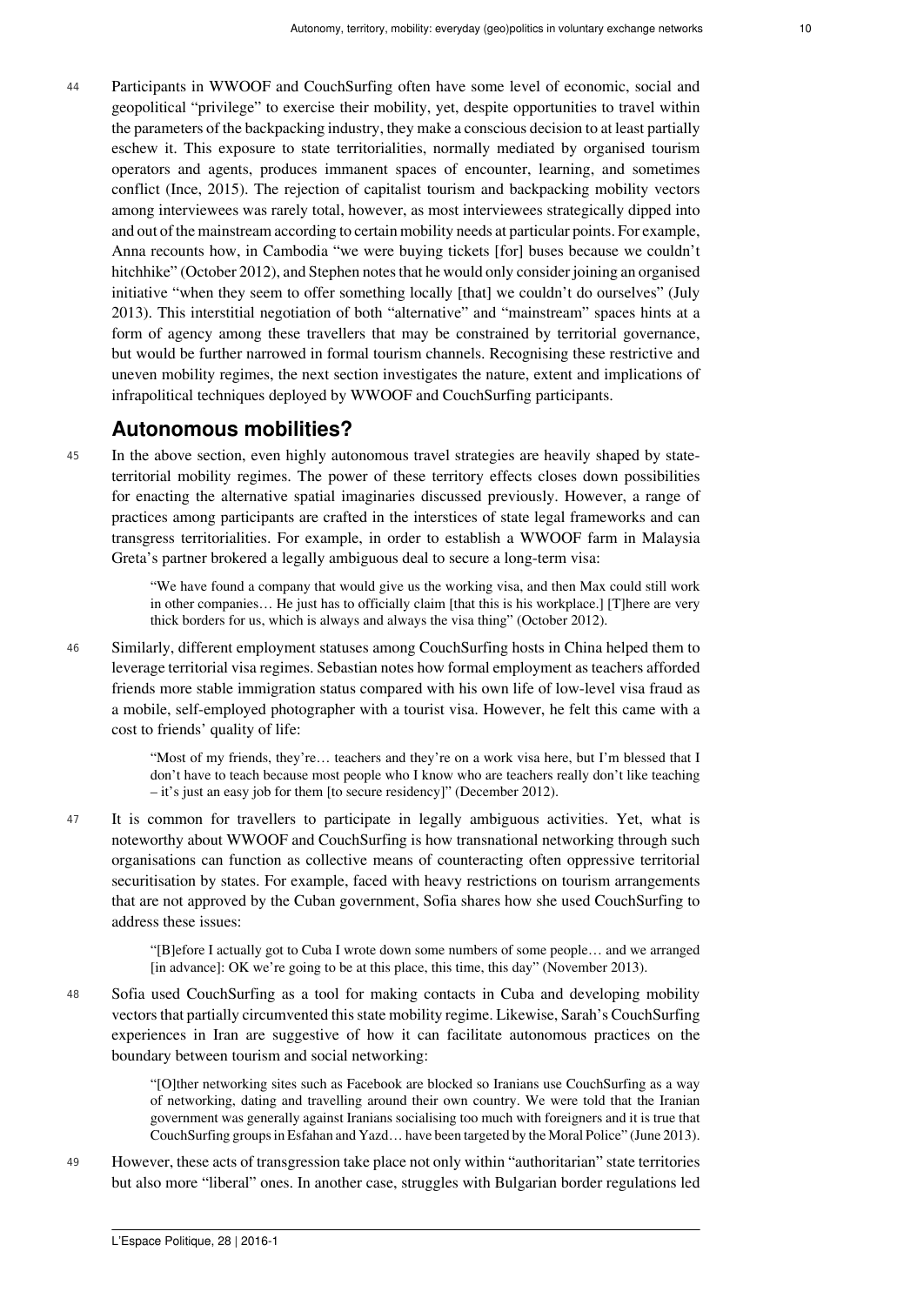44 Participants in WWOOF and CouchSurfing often have some level of economic, social and geopolitical "privilege" to exercise their mobility, yet, despite opportunities to travel within the parameters of the backpacking industry, they make a conscious decision to at least partially eschew it. This exposure to state territorialities, normally mediated by organised tourism operators and agents, produces immanent spaces of encounter, learning, and sometimes conflict (Ince, 2015). The rejection of capitalist tourism and backpacking mobility vectors among interviewees was rarely total, however, as most interviewees strategically dipped into and out of the mainstream according to certain mobility needs at particular points. For example, Anna recounts how, in Cambodia "we were buying tickets [for] buses because we couldn't hitchhike" (October 2012), and Stephen notes that he would only consider joining an organised initiative "when they seem to offer something locally [that] we couldn't do ourselves" (July 2013). This interstitial negotiation of both "alternative" and "mainstream" spaces hints at a form of agency among these travellers that may be constrained by territorial governance, but would be further narrowed in formal tourism channels. Recognising these restrictive and uneven mobility regimes, the next section investigates the nature, extent and implications of infrapolitical techniques deployed by WWOOF and CouchSurfing participants.

## Autonomous mobilities?

45 In the above section, even highly autonomous travel strategies are heavily shaped by state-territorial mobility regimes. The power of these territory effects closes down possibilities for enacting the alternative spatial imaginaries discussed previously. However, a range of practices among participants are crafted in the interstices of state legal frameworks and can transgress territorialities. For example, in order to establish a WWOOF farm in Malaysia Greta's partner brokered a legally ambiguous deal to secure a long-term visa:

> "We have found a company that would give us the working visa, and then Max could still work in other companies… He just has to officially claim [that this is his workplace.] [T]here are very thick borders for us, which is always and always the visa thing" (October 2012).

46 Similarly, different employment statuses among CouchSurfing hosts in China helped them to leverage territorial visa regimes. Sebastian notes how formal employment as teachers afforded friends more stable immigration status compared with his own life of low-level visa fraud as a mobile, self-employed photographer with a tourist visa. However, he felt this came with a cost to friends' quality of life:

> "Most of my friends, they're… teachers and they're on a work visa here, but I'm blessed that I don't have to teach because most people who I know who are teachers really don't like teaching – it's just an easy job for them [to secure residency]" (December 2012).

47 It is common for travellers to participate in legally ambiguous activities. Yet, what is noteworthy about WWOOF and CouchSurfing is how transnational networking through such organisations can function as collective means of counteracting often oppressive territorial securitisation by states. For example, faced with heavy restrictions on tourism arrangements that are not approved by the Cuban government, Sofia shares how she used CouchSurfing to address these issues:

> "[B]efore I actually got to Cuba I wrote down some numbers of some people… and we arranged [in advance]: OK we're going to be at this place, this time, this day" (November 2013).

48 Sofia used CouchSurfing as a tool for making contacts in Cuba and developing mobility vectors that partially circumvented this state mobility regime. Likewise, Sarah's CouchSurfing experiences in Iran are suggestive of how it can facilitate autonomous practices on the boundary between tourism and social networking:

> "[O]ther networking sites such as Facebook are blocked so Iranians use CouchSurfing as a way of networking, dating and travelling around their own country. We were told that the Iranian government was generally against Iranians socialising too much with foreigners and it is true that CouchSurfing groups in Esfahan and Yazd… have been targeted by the Moral Police" (June 2013).

49 However, these acts of transgression take place not only within "authoritarian" state territories but also more "liberal" ones. In another case, struggles with Bulgarian border regulations led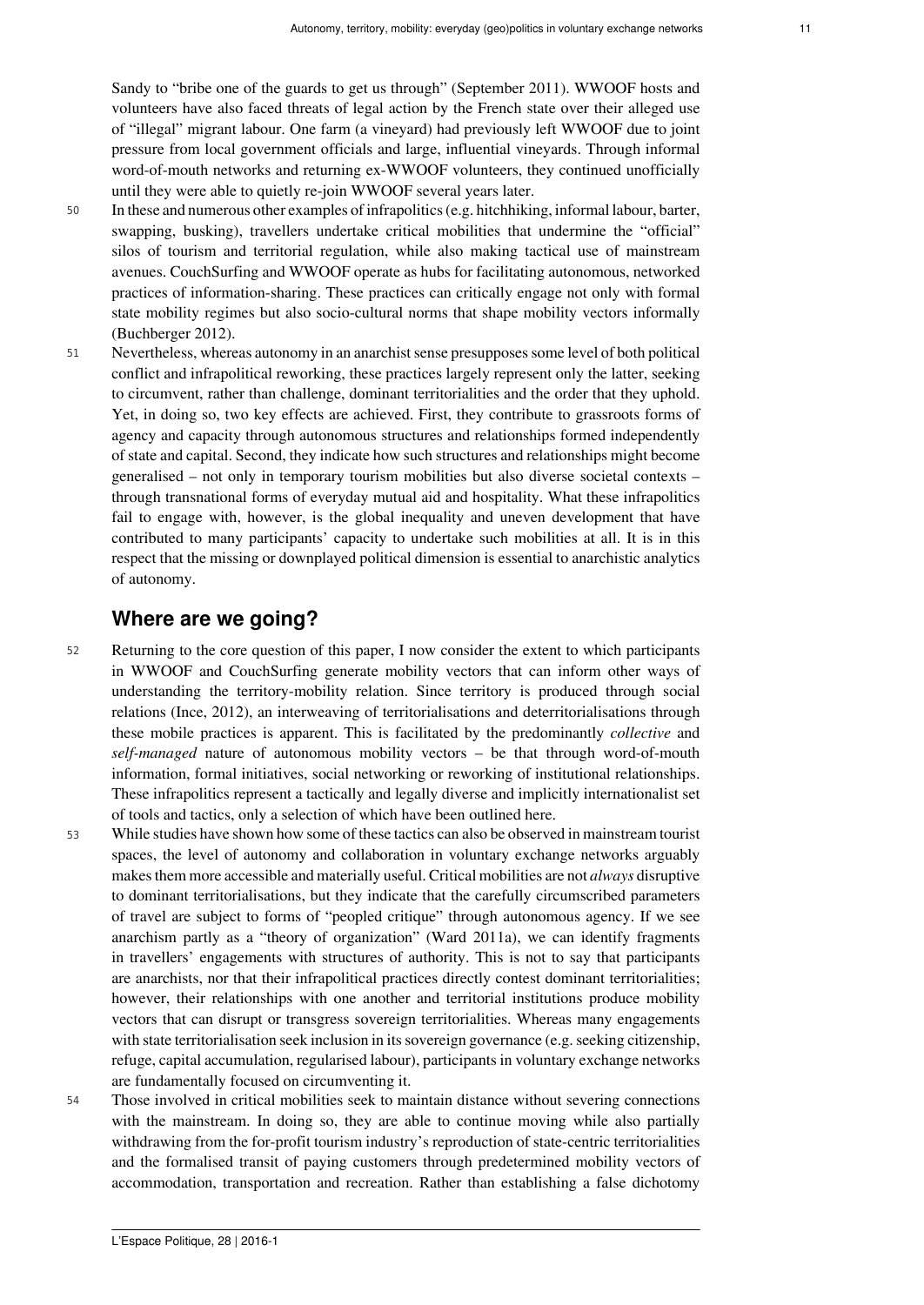Sandy to "bribe one of the guards to get us through" (September 2011). WWOOF hosts and volunteers have also faced threats of legal action by the French state over their alleged use of "illegal" migrant labour. One farm (a vineyard) had previously left WWOOF due to joint pressure from local government officials and large, influential vineyards. Through informal word-of-mouth networks and returning ex-WWOOF volunteers, they continued unofficially until they were able to quietly re-join WWOOF several years later.

50 In these and numerous other examples of infrapolitics (e.g. hitchhiking, informal labour, barter, swapping, busking), travellers undertake critical mobilities that undermine the "official" silos of tourism and territorial regulation, while also making tactical use of mainstream avenues. CouchSurfing and WWOOF operate as hubs for facilitating autonomous, networked practices of information-sharing. These practices can critically engage not only with formal state mobility regimes but also socio-cultural norms that shape mobility vectors informally (Buchberger 2012).

51 Nevertheless, whereas autonomy in an anarchist sense presupposes some level of both political conflict and infrapolitical reworking, these practices largely represent only the latter, seeking to circumvent, rather than challenge, dominant territorialities and the order that they uphold. Yet, in doing so, two key effects are achieved. First, they contribute to grassroots forms of agency and capacity through autonomous structures and relationships formed independently of state and capital. Second, they indicate how such structures and relationships might become generalised – not only in temporary tourism mobilities but also diverse societal contexts – through transnational forms of everyday mutual aid and hospitality. What these infrapolitics fail to engage with, however, is the global inequality and uneven development that have contributed to many participants' capacity to undertake such mobilities at all. It is in this respect that the missing or downplayed political dimension is essential to anarchistic analytics of autonomy.

## Where are we going?

52 Returning to the core question of this paper, I now consider the extent to which participants in WWOOF and CouchSurfing generate mobility vectors that can inform other ways of understanding the territory-mobility relation. Since territory is produced through social relations (Ince, 2012), an interweaving of territorialisations and deterritorialisations through these mobile practices is apparent. This is facilitated by the predominantly *collective* and *self-managed* nature of autonomous mobility vectors – be that through word-of-mouth information, formal initiatives, social networking or reworking of institutional relationships. These infrapolitics represent a tactically and legally diverse and implicitly internationalist set of tools and tactics, only a selection of which have been outlined here.

53 While studies have shown how some of these tactics can also be observed in mainstream tourist spaces, the level of autonomy and collaboration in voluntary exchange networks arguably makes them more accessible and materially useful. Critical mobilities are not *always* disruptive to dominant territorialisations, but they indicate that the carefully circumscribed parameters of travel are subject to forms of "peopled critique" through autonomous agency. If we see anarchism partly as a "theory of organization" (Ward 2011a), we can identify fragments in travellers' engagements with structures of authority. This is not to say that participants are anarchists, nor that their infrapolitical practices directly contest dominant territorialities; however, their relationships with one another and territorial institutions produce mobility vectors that can disrupt or transgress sovereign territorialities. Whereas many engagements with state territorialisation seek inclusion in its sovereign governance (e.g. seeking citizenship, refuge, capital accumulation, regularised labour), participants in voluntary exchange networks are fundamentally focused on circumventing it.

54 Those involved in critical mobilities seek to maintain distance without severing connections with the mainstream. In doing so, they are able to continue moving while also partially withdrawing from the for-profit tourism industry's reproduction of state-centric territorialities and the formalised transit of paying customers through predetermined mobility vectors of accommodation, transportation and recreation. Rather than establishing a false dichotomy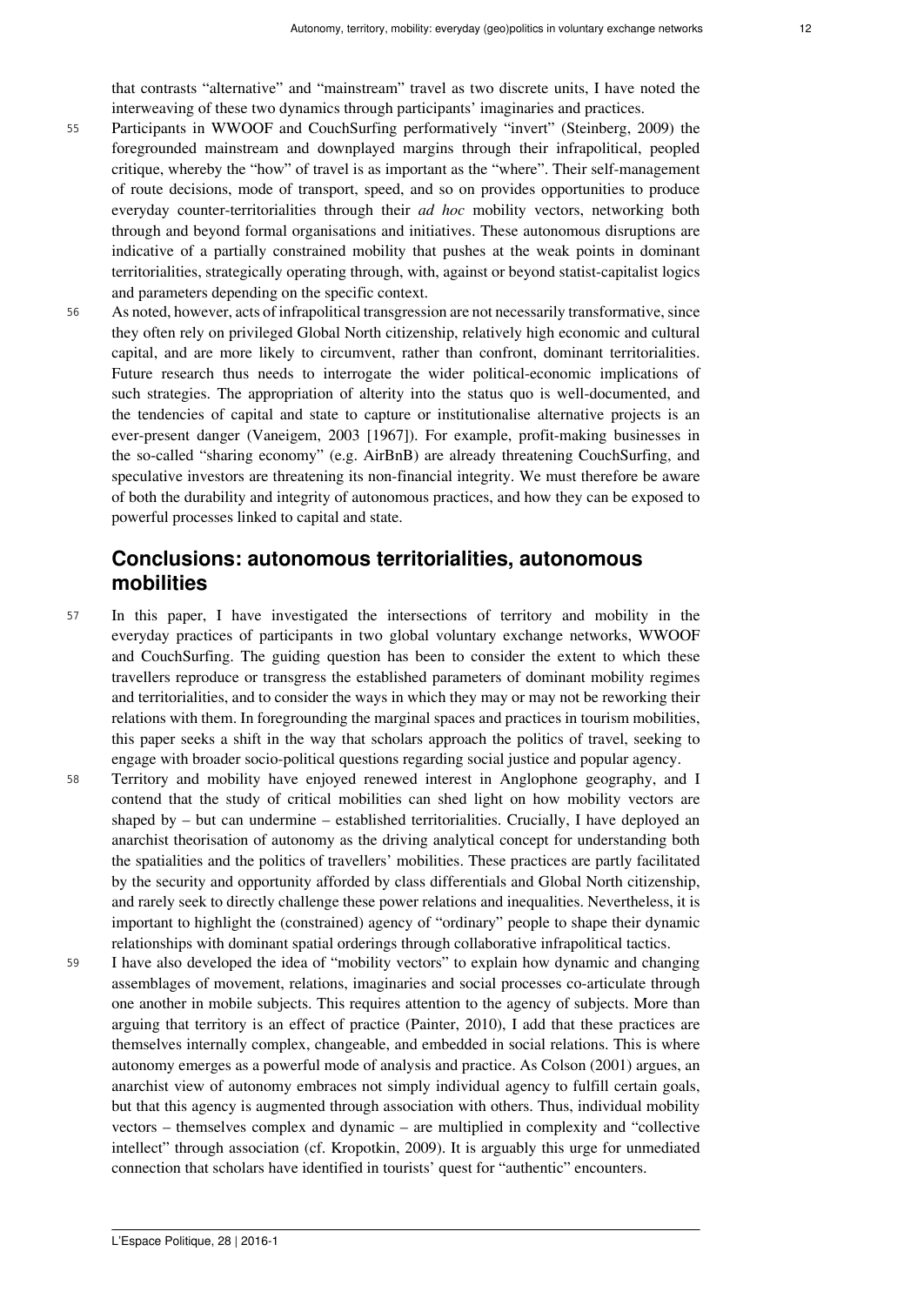that contrasts "alternative" and "mainstream" travel as two discrete units, I have noted the interweaving of these two dynamics through participants' imaginaries and practices.

55 Participants in WWOOF and CouchSurfing performatively "invert" (Steinberg, 2009) the foregrounded mainstream and downplayed margins through their infrapolitical, peopled critique, whereby the "how" of travel is as important as the "where". Their self-management of route decisions, mode of transport, speed, and so on provides opportunities to produce everyday counter-territorialities through their *ad hoc* mobility vectors, networking both through and beyond formal organisations and initiatives. These autonomous disruptions are indicative of a partially constrained mobility that pushes at the weak points in dominant territorialities, strategically operating through, with, against or beyond statist-capitalist logics and parameters depending on the specific context.

56 As noted, however, acts of infrapolitical transgression are not necessarily transformative, since they often rely on privileged Global North citizenship, relatively high economic and cultural capital, and are more likely to circumvent, rather than confront, dominant territorialities. Future research thus needs to interrogate the wider political-economic implications of such strategies. The appropriation of alterity into the status quo is well-documented, and the tendencies of capital and state to capture or institutionalise alternative projects is an ever-present danger (Vaneigem, 2003 [1967]). For example, profit-making businesses in the so-called "sharing economy" (e.g. AirBnB) are already threatening CouchSurfing, and speculative investors are threatening its non-financial integrity. We must therefore be aware of both the durability and integrity of autonomous practices, and how they can be exposed to powerful processes linked to capital and state.

## Conclusions: autonomous territorialities, autonomous mobilities

57 In this paper, I have investigated the intersections of territory and mobility in the everyday practices of participants in two global voluntary exchange networks, WWOOF and CouchSurfing. The guiding question has been to consider the extent to which these travellers reproduce or transgress the established parameters of dominant mobility regimes and territorialities, and to consider the ways in which they may or may not be reworking their relations with them. In foregrounding the marginal spaces and practices in tourism mobilities, this paper seeks a shift in the way that scholars approach the politics of travel, seeking to engage with broader socio-political questions regarding social justice and popular agency.

58 Territory and mobility have enjoyed renewed interest in Anglophone geography, and I contend that the study of critical mobilities can shed light on how mobility vectors are shaped by – but can undermine – established territorialities. Crucially, I have deployed an anarchist theorisation of autonomy as the driving analytical concept for understanding both the spatialities and the politics of travellers' mobilities. These practices are partly facilitated by the security and opportunity afforded by class differentials and Global North citizenship, and rarely seek to directly challenge these power relations and inequalities. Nevertheless, it is important to highlight the (constrained) agency of "ordinary" people to shape their dynamic relationships with dominant spatial orderings through collaborative infrapolitical tactics.

59 I have also developed the idea of "mobility vectors" to explain how dynamic and changing assemblages of movement, relations, imaginaries and social processes co-articulate through one another in mobile subjects. This requires attention to the agency of subjects. More than arguing that territory is an effect of practice (Painter, 2010), I add that these practices are themselves internally complex, changeable, and embedded in social relations. This is where autonomy emerges as a powerful mode of analysis and practice. As Colson (2001) argues, an anarchist view of autonomy embraces not simply individual agency to fulfill certain goals, but that this agency is augmented through association with others. Thus, individual mobility vectors – themselves complex and dynamic – are multiplied in complexity and "collective intellect" through association (cf. Kropotkin, 2009). It is arguably this urge for unmediated connection that scholars have identified in tourists' quest for "authentic" encounters.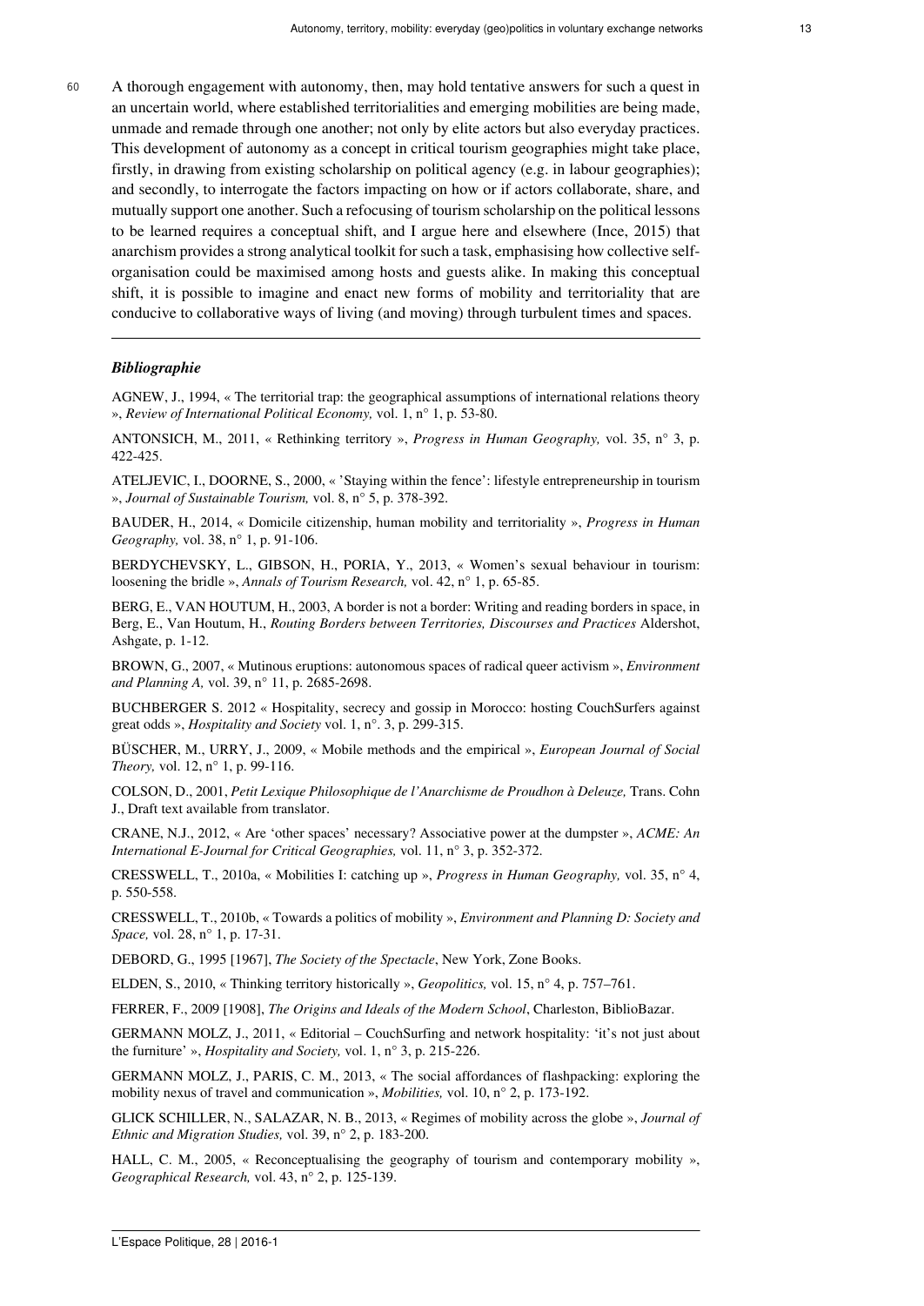A thorough engagement with autonomy, then, may hold tentative answers for such a quest in an uncertain world, where established territorialities and emerging mobilities are being made, unmade and remade through one another; not only by elite actors but also everyday practices. This development of autonomy as a concept in critical tourism geographies might take place, firstly, in drawing from existing scholarship on political agency (e.g. in labour geographies); and secondly, to interrogate the factors impacting on how or if actors collaborate, share, and mutually support one another. Such a refocusing of tourism scholarship on the political lessons to be learned requires a conceptual shift, and I argue here and elsewhere (Ince, 2015) that anarchism provides a strong analytical toolkit for such a task, emphasising how collective self-organisation could be maximised among hosts and guests alike. In making this conceptual shift, it is possible to imagine and enact new forms of mobility and territoriality that are conducive to collaborative ways of living (and moving) through turbulent times and spaces.

### *Bibliographie*

AGNEW, J., 1994, « The territorial trap: the geographical assumptions of international relations theory », *Review of International Political Economy,* vol. 1, n° 1, p. 53-80.

ANTONSICH, M., 2011, « Rethinking territory », *Progress in Human Geography,* vol. 35, n° 3, p. 422-425.

ATELJEVIC, I., DOORNE, S., 2000, « 'Staying within the fence': lifestyle entrepreneurship in tourism », *Journal of Sustainable Tourism,* vol. 8, n° 5, p. 378-392.

BAUDER, H., 2014, « Domicile citizenship, human mobility and territoriality », *Progress in Human Geography,* vol. 38, n° 1, p. 91-106.

BERDYCHEVSKY, L., GIBSON, H., PORIA, Y., 2013, « Women's sexual behaviour in tourism: loosening the bridle », *Annals of Tourism Research,* vol. 42, n° 1, p. 65-85.

BERG, E., VAN HOUTUM, H., 2003, A border is not a border: Writing and reading borders in space, in Berg, E., Van Houtum, H., *Routing Borders between Territories, Discourses and Practices* Aldershot, Ashgate, p. 1-12.

BROWN, G., 2007, « Mutinous eruptions: autonomous spaces of radical queer activism », *Environment and Planning A,* vol. 39, n° 11, p. 2685-2698.

BUCHBERGER S. 2012 « Hospitality, secrecy and gossip in Morocco: hosting CouchSurfers against great odds », *Hospitality and Society* vol. 1, n°. 3, p. 299-315.

BÜSCHER, M., URRY, J., 2009, « Mobile methods and the empirical », *European Journal of Social Theory,* vol. 12, n° 1, p. 99-116.

COLSON, D., 2001, *Petit Lexique Philosophique de l'Anarchisme de Proudhon à Deleuze,* Trans. Cohn J., Draft text available from translator.

CRANE, N.J., 2012, « Are 'other spaces' necessary? Associative power at the dumpster », *ACME: An International E-Journal for Critical Geographies,* vol. 11, n° 3, p. 352-372.

CRESSWELL, T., 2010a, « Mobilities I: catching up », *Progress in Human Geography,* vol. 35, n° 4, p. 550-558.

CRESSWELL, T., 2010b, « Towards a politics of mobility », *Environment and Planning D: Society and Space,* vol. 28, n° 1, p. 17-31.

DEBORD, G., 1995 [1967], *The Society of the Spectacle*, New York, Zone Books.

ELDEN, S., 2010, « Thinking territory historically », *Geopolitics,* vol. 15, n° 4, p. 757–761.

FERRER, F., 2009 [1908], *The Origins and Ideals of the Modern School*, Charleston, BiblioBazar.

GERMANN MOLZ, J., 2011, « Editorial – CouchSurfing and network hospitality: 'it's not just about the furniture' », *Hospitality and Society,* vol. 1, n° 3, p. 215-226.

GERMANN MOLZ, J., PARIS, C. M., 2013, « The social affordances of flashpacking: exploring the mobility nexus of travel and communication », *Mobilities,* vol. 10, n° 2, p. 173-192.

GLICK SCHILLER, N., SALAZAR, N. B., 2013, « Regimes of mobility across the globe », *Journal of Ethnic and Migration Studies,* vol. 39, n° 2, p. 183-200.

HALL, C. M., 2005, « Reconceptualising the geography of tourism and contemporary mobility », *Geographical Research,* vol. 43, n° 2, p. 125-139.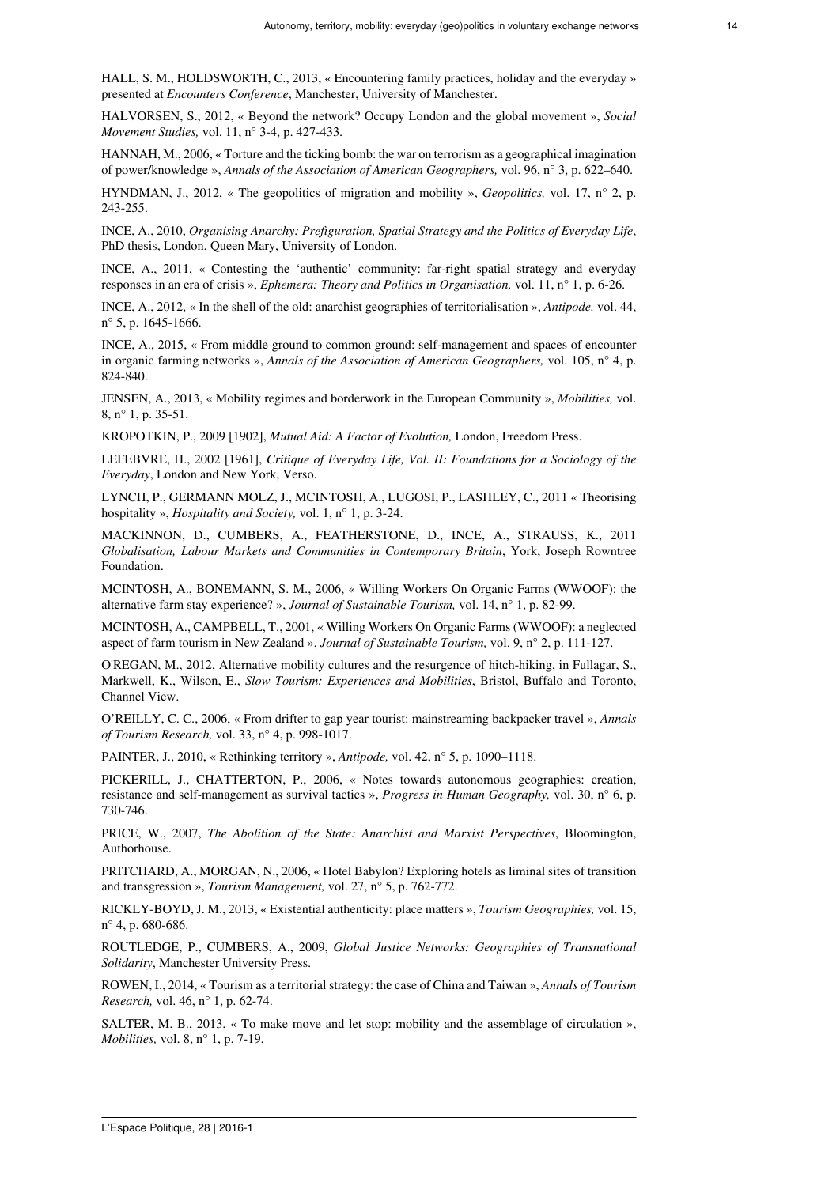HALL, S. M., HOLDSWORTH, C., 2013, « Encountering family practices, holiday and the everyday » presented at *Encounters Conference*, Manchester, University of Manchester.

HALVORSEN, S., 2012, « Beyond the network? Occupy London and the global movement », *Social Movement Studies,* vol. 11, n° 3-4, p. 427-433.

HANNAH, M., 2006, « Torture and the ticking bomb: the war on terrorism as a geographical imagination of power/knowledge », *Annals of the Association of American Geographers,* vol. 96, n° 3, p. 622–640.

HYNDMAN, J., 2012, « The geopolitics of migration and mobility », *Geopolitics,* vol. 17, n° 2, p. 243-255.

INCE, A., 2010, *Organising Anarchy: Prefiguration, Spatial Strategy and the Politics of Everyday Life*, PhD thesis, London, Queen Mary, University of London.

INCE, A., 2011, « Contesting the 'authentic' community: far-right spatial strategy and everyday responses in an era of crisis », *Ephemera: Theory and Politics in Organisation,* vol. 11, n° 1, p. 6-26.

INCE, A., 2012, « In the shell of the old: anarchist geographies of territorialisation », *Antipode,* vol. 44, n° 5, p. 1645-1666.

INCE, A., 2015, « From middle ground to common ground: self-management and spaces of encounter in organic farming networks », *Annals of the Association of American Geographers,* vol. 105, n° 4, p. 824-840.

JENSEN, A., 2013, « Mobility regimes and borderwork in the European Community », *Mobilities,* vol. 8, n° 1, p. 35-51.

KROPOTKIN, P., 2009 [1902], *Mutual Aid: A Factor of Evolution,* London, Freedom Press.

LEFEBVRE, H., 2002 [1961], *Critique of Everyday Life, Vol. II: Foundations for a Sociology of the Everyday*, London and New York, Verso.

LYNCH, P., GERMANN MOLZ, J., MCINTOSH, A., LUGOSI, P., LASHLEY, C., 2011 « Theorising hospitality », *Hospitality and Society,* vol. 1, n° 1, p. 3-24.

MACKINNON, D., CUMBERS, A., FEATHERSTONE, D., INCE, A., STRAUSS, K., 2011 *Globalisation, Labour Markets and Communities in Contemporary Britain*, York, Joseph Rowntree Foundation.

MCINTOSH, A., BONEMANN, S. M., 2006, « Willing Workers On Organic Farms (WWOOF): the alternative farm stay experience? », *Journal of Sustainable Tourism,* vol. 14, n° 1, p. 82-99.

MCINTOSH, A., CAMPBELL, T., 2001, « Willing Workers On Organic Farms (WWOOF): a neglected aspect of farm tourism in New Zealand », *Journal of Sustainable Tourism,* vol. 9, n° 2, p. 111-127.

O'REGAN, M., 2012, Alternative mobility cultures and the resurgence of hitch-hiking, in Fullagar, S., Markwell, K., Wilson, E., *Slow Tourism: Experiences and Mobilities*, Bristol, Buffalo and Toronto, Channel View.

O'REILLY, C. C., 2006, « From drifter to gap year tourist: mainstreaming backpacker travel », *Annals of Tourism Research,* vol. 33, n° 4, p. 998-1017.

PAINTER, J., 2010, « Rethinking territory », *Antipode,* vol. 42, n° 5, p. 1090–1118.

PICKERILL, J., CHATTERTON, P., 2006, « Notes towards autonomous geographies: creation, resistance and self-management as survival tactics », *Progress in Human Geography,* vol. 30, n° 6, p. 730-746.

PRICE, W., 2007, *The Abolition of the State: Anarchist and Marxist Perspectives*, Bloomington, Authorhouse.

PRITCHARD, A., MORGAN, N., 2006, « Hotel Babylon? Exploring hotels as liminal sites of transition and transgression », *Tourism Management,* vol. 27, n° 5, p. 762-772.

RICKLY-BOYD, J. M., 2013, « Existential authenticity: place matters », *Tourism Geographies,* vol. 15, n° 4, p. 680-686.

ROUTLEDGE, P., CUMBERS, A., 2009, *Global Justice Networks: Geographies of Transnational Solidarity*, Manchester University Press.

ROWEN, I., 2014, « Tourism as a territorial strategy: the case of China and Taiwan », *Annals of Tourism Research,* vol. 46, n° 1, p. 62-74.

SALTER, M. B., 2013, « To make move and let stop: mobility and the assemblage of circulation », *Mobilities,* vol. 8, n° 1, p. 7-19.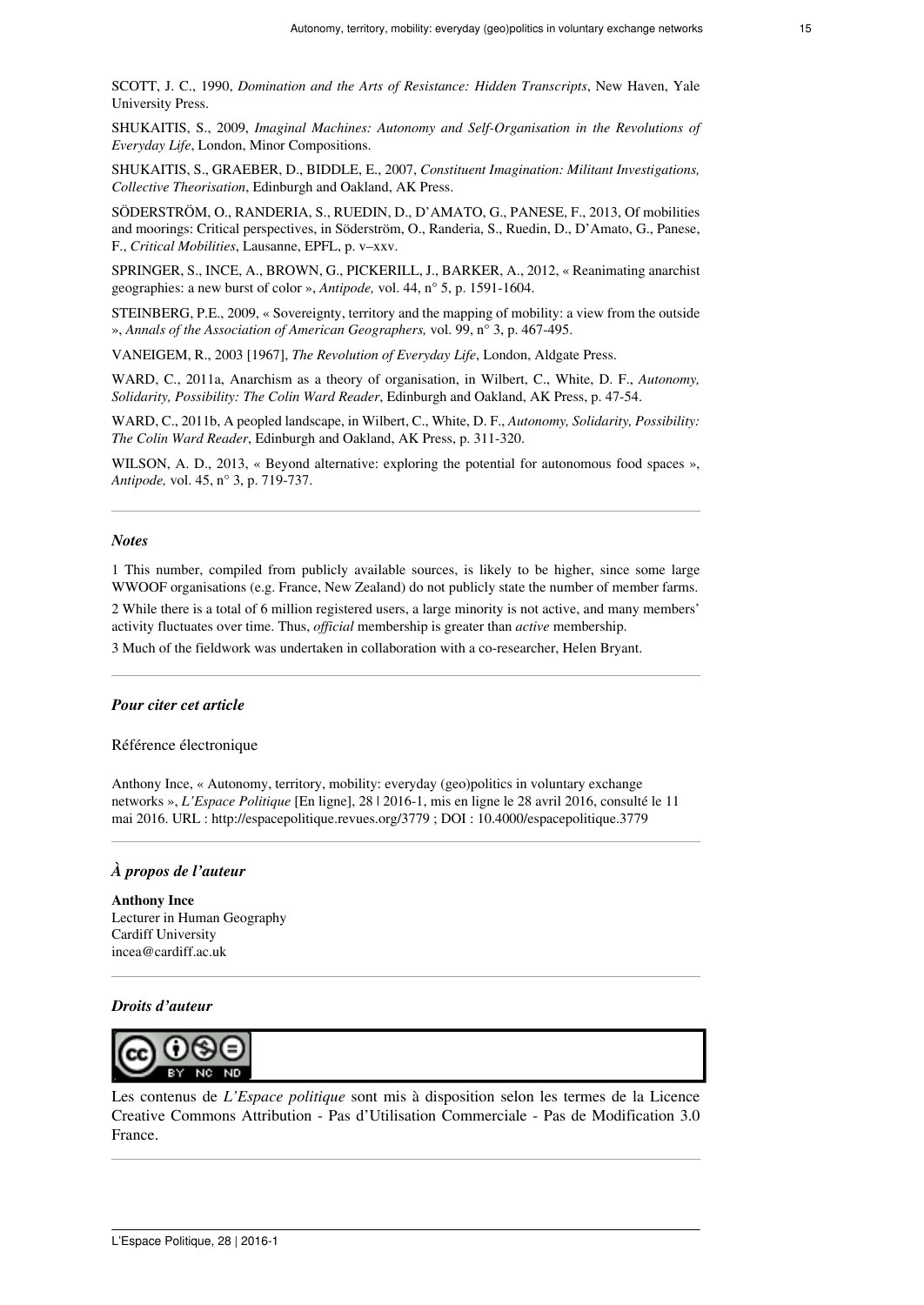SCOTT, J. C., 1990, *Domination and the Arts of Resistance: Hidden Transcripts*, New Haven, Yale University Press.

SHUKAITIS, S., 2009, *Imaginal Machines: Autonomy and Self-Organisation in the Revolutions of Everyday Life*, London, Minor Compositions.

SHUKAITIS, S., GRAEBER, D., BIDDLE, E., 2007, *Constituent Imagination: Militant Investigations, Collective Theorisation*, Edinburgh and Oakland, AK Press.

SÖDERSTRÖM, O., RANDERIA, S., RUEDIN, D., D'AMATO, G., PANESE, F., 2013, Of mobilities and moorings: Critical perspectives, in Söderström, O., Randeria, S., Ruedin, D., D'Amato, G., Panese, F., *Critical Mobilities*, Lausanne, EPFL, p. v–xxv.

SPRINGER, S., INCE, A., BROWN, G., PICKERILL, J., BARKER, A., 2012, « Reanimating anarchist geographies: a new burst of color », *Antipode,* vol. 44, n° 5, p. 1591-1604.

STEINBERG, P.E., 2009, « Sovereignty, territory and the mapping of mobility: a view from the outside », *Annals of the Association of American Geographers,* vol. 99, n° 3, p. 467-495.

VANEIGEM, R., 2003 [1967], *The Revolution of Everyday Life*, London, Aldgate Press.

WARD, C., 2011a, Anarchism as a theory of organisation, in Wilbert, C., White, D. F., *Autonomy, Solidarity, Possibility: The Colin Ward Reader*, Edinburgh and Oakland, AK Press, p. 47-54.

WARD, C., 2011b, A peopled landscape, in Wilbert, C., White, D. F., *Autonomy, Solidarity, Possibility: The Colin Ward Reader*, Edinburgh and Oakland, AK Press, p. 311-320.

WILSON, A. D., 2013, « Beyond alternative: exploring the potential for autonomous food spaces », *Antipode,* vol. 45, n° 3, p. 719-737.

---

### *Notes*

1 This number, compiled from publicly available sources, is likely to be higher, since some large WWOOF organisations (e.g. France, New Zealand) do not publicly state the number of member farms.

2 While there is a total of 6 million registered users, a large minority is not active, and many members' activity fluctuates over time. Thus, *official* membership is greater than *active* membership.

3 Much of the fieldwork was undertaken in collaboration with a co-researcher, Helen Bryant.

---

### *Pour citer cet article*

Référence électronique

Anthony Ince, « Autonomy, territory, mobility: everyday (geo)politics in voluntary exchange networks », *L'Espace Politique* [En ligne], 28 | 2016-1, mis en ligne le 28 avril 2016, consulté le 11 mai 2016. URL : http://espacepolitique.revues.org/3779 ; DOI : 10.4000/espacepolitique.3779

---

### *À propos de l'auteur*

**Anthony Ince**
Lecturer in Human Geography
Cardiff University
incea@cardiff.ac.uk

---

### *Droits d'auteur*

Les contenus de *L'Espace politique* sont mis à disposition selon les termes de la Licence Creative Commons Attribution - Pas d'Utilisation Commerciale - Pas de Modification 3.0 France.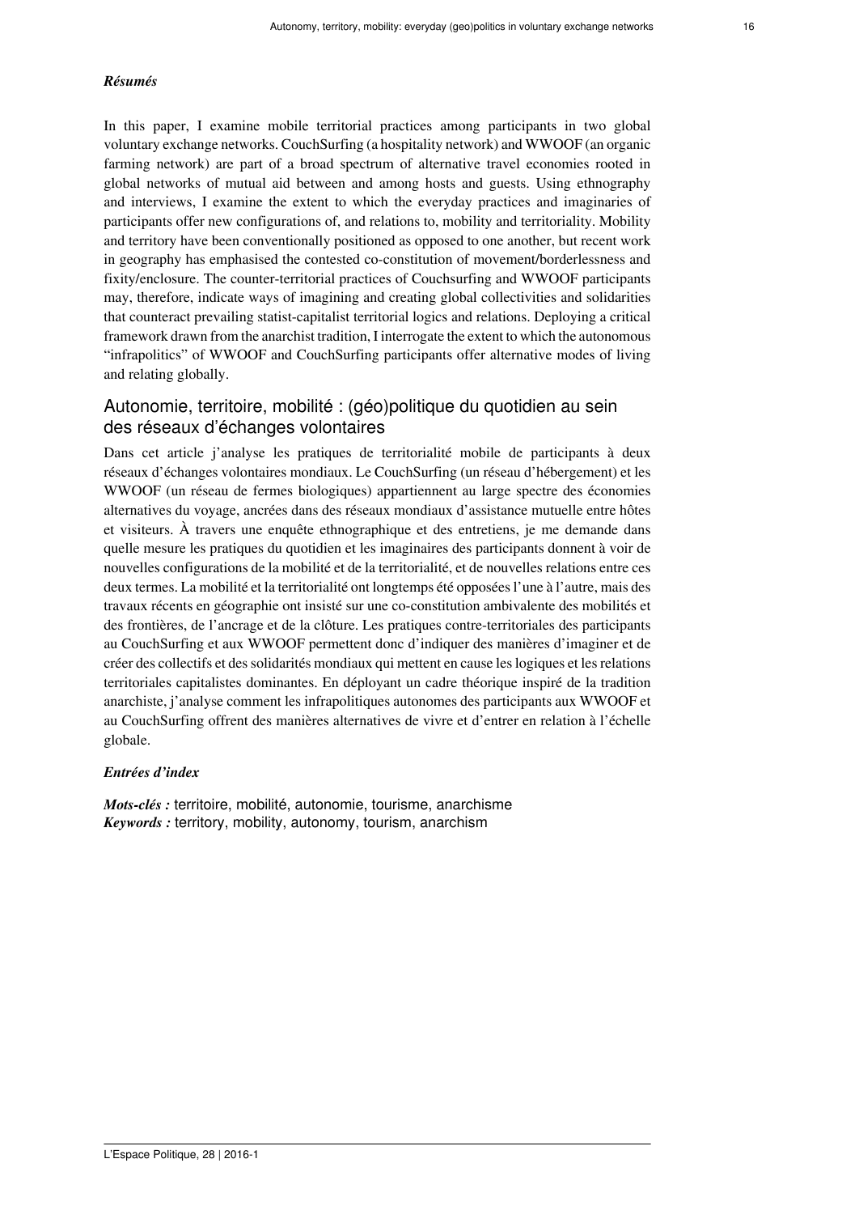### *Résumés*

In this paper, I examine mobile territorial practices among participants in two global voluntary exchange networks. CouchSurfing (a hospitality network) and WWOOF (an organic farming network) are part of a broad spectrum of alternative travel economies rooted in global networks of mutual aid between and among hosts and guests. Using ethnography and interviews, I examine the extent to which the everyday practices and imaginaries of participants offer new configurations of, and relations to, mobility and territoriality. Mobility and territory have been conventionally positioned as opposed to one another, but recent work in geography has emphasised the contested co-constitution of movement/borderlessness and fixity/enclosure. The counter-territorial practices of Couchsurfing and WWOOF participants may, therefore, indicate ways of imagining and creating global collectivities and solidarities that counteract prevailing statist-capitalist territorial logics and relations. Deploying a critical framework drawn from the anarchist tradition, I interrogate the extent to which the autonomous "infrapolitics" of WWOOF and CouchSurfing participants offer alternative modes of living and relating globally.

## Autonomie, territoire, mobilité : (géo)politique du quotidien au sein des réseaux d'échanges volontaires

Dans cet article j'analyse les pratiques de territorialité mobile de participants à deux réseaux d'échanges volontaires mondiaux. Le CouchSurfing (un réseau d'hébergement) et les WWOOF (un réseau de fermes biologiques) appartiennent au large spectre des économies alternatives du voyage, ancrées dans des réseaux mondiaux d'assistance mutuelle entre hôtes et visiteurs. À travers une enquête ethnographique et des entretiens, je me demande dans quelle mesure les pratiques du quotidien et les imaginaires des participants donnent à voir de nouvelles configurations de la mobilité et de la territorialité, et de nouvelles relations entre ces deux termes. La mobilité et la territorialité ont longtemps été opposées l'une à l'autre, mais des travaux récents en géographie ont insisté sur une co-constitution ambivalente des mobilités et des frontières, de l'ancrage et de la clôture. Les pratiques contre-territoriales des participants au CouchSurfing et aux WWOOF permettent donc d'indiquer des manières d'imaginer et de créer des collectifs et des solidarités mondiaux qui mettent en cause les logiques et les relations territoriales capitalistes dominantes. En déployant un cadre théorique inspiré de la tradition anarchiste, j'analyse comment les infrapolitiques autonomes des participants aux WWOOF et au CouchSurfing offrent des manières alternatives de vivre et d'entrer en relation à l'échelle globale.

### *Entrées d'index*

***Mots-clés :*** territoire, mobilité, autonomie, tourisme, anarchisme
***Keywords :*** territory, mobility, autonomy, tourism, anarchism